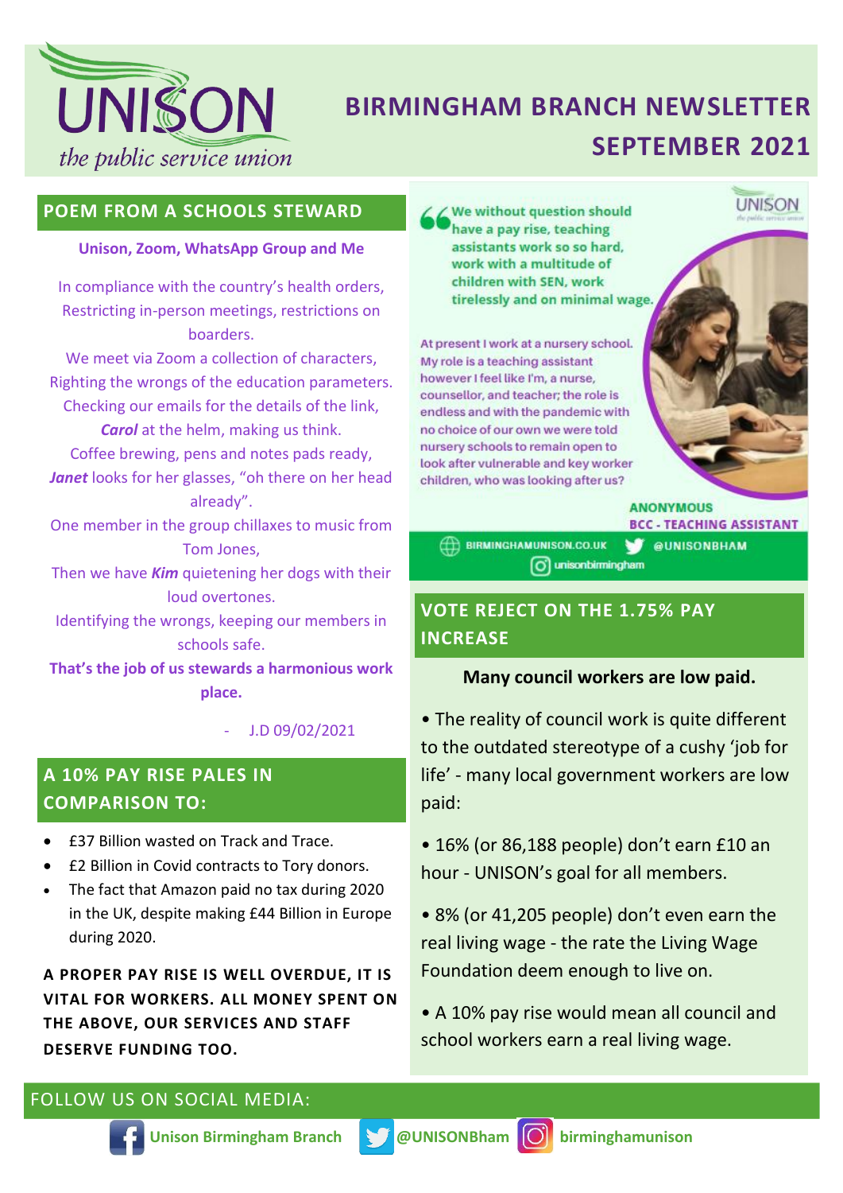# BIRMINGHAM BRANCH NEWSLETTER SEPTEMBER 2021

UNISON the public service union

## POEM FROM A SCHOOLS STEWARD

**Unison, Zoom, WhatsApp Group and Me**

In compliance with the country's health orders,
Restricting in-person meetings, restrictions on boarders.
We meet via Zoom a collection of characters,
Righting the wrongs of the education parameters.
Checking our emails for the details of the link,
***Carol*** at the helm, making us think.
Coffee brewing, pens and notes pads ready,
***Janet*** looks for her glasses, "oh there on her head already".
One member in the group chillaxes to music from Tom Jones,
Then we have ***Kim*** quietening her dogs with their loud overtones.
Identifying the wrongs, keeping our members in schools safe.
**That's the job of us stewards a harmonious work place.**

- J.D 09/02/2021

## A 10% PAY RISE PALES IN COMPARISON TO:

- £37 Billion wasted on Track and Trace.
- £2 Billion in Covid contracts to Tory donors.
- The fact that Amazon paid no tax during 2020 in the UK, despite making £44 Billion in Europe during 2020.

**A PROPER PAY RISE IS WELL OVERDUE, IT IS VITAL FOR WORKERS. ALL MONEY SPENT ON THE ABOVE, OUR SERVICES AND STAFF DESERVE FUNDING TOO.**

"We without question should have a pay rise, teaching assistants work so so hard, work with a multitude of children with SEN, work tirelessly and on minimal wage.

At present I work at a nursery school. My role is a teaching assistant however I feel like I'm, a nurse, counsellor, and teacher; the role is endless and with the pandemic with no choice of our own we were told nursery schools to remain open to look after vulnerable and key worker children, who was looking after us?

**ANONYMOUS**
**BCC - TEACHING ASSISTANT**

BIRMINGHAMUNISON.CO.UK @UNISONBHAM unisonbirmingham

## VOTE REJECT ON THE 1.75% PAY INCREASE

**Many council workers are low paid.**

- The reality of council work is quite different to the outdated stereotype of a cushy 'job for life' - many local government workers are low paid:
- 16% (or 86,188 people) don't earn £10 an hour - UNISON's goal for all members.
- 8% (or 41,205 people) don't even earn the real living wage - the rate the Living Wage Foundation deem enough to live on.
- A 10% pay rise would mean all council and school workers earn a real living wage.

## FOLLOW US ON SOCIAL MEDIA:

Unison Birmingham Branch @UNISONBham birminghamunison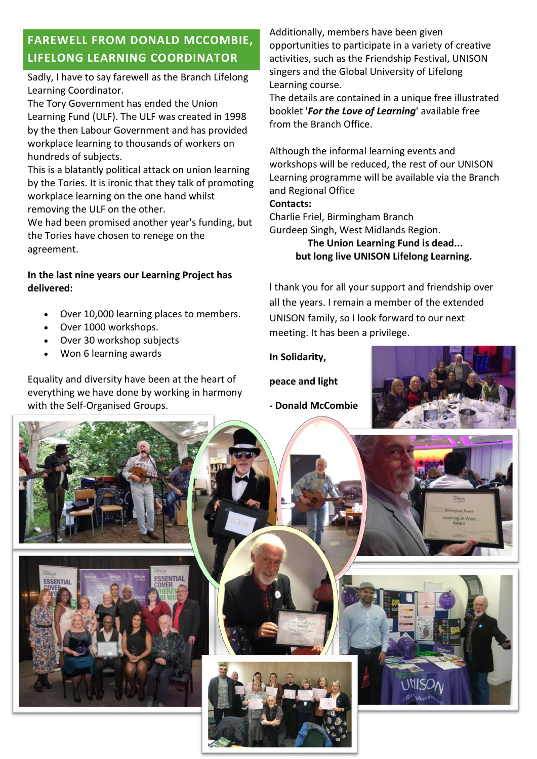## FAREWELL FROM DONALD MCCOMBIE, LIFELONG LEARNING COORDINATOR

Sadly, I have to say farewell as the Branch Lifelong Learning Coordinator.

The Tory Government has ended the Union Learning Fund (ULF). The ULF was created in 1998 by the then Labour Government and has provided workplace learning to thousands of workers on hundreds of subjects.

This is a blatantly political attack on union learning by the Tories. It is ironic that they talk of promoting workplace learning on the one hand whilst removing the ULF on the other.

We had been promised another year's funding, but the Tories have chosen to renege on the agreement.

**In the last nine years our Learning Project has delivered:**

- Over 10,000 learning places to members.
- Over 1000 workshops.
- Over 30 workshop subjects
- Won 6 learning awards

Equality and diversity have been at the heart of everything we have done by working in harmony with the Self-Organised Groups.

Additionally, members have been given opportunities to participate in a variety of creative activities, such as the Friendship Festival, UNISON singers and the Global University of Lifelong Learning course.

The details are contained in a unique free illustrated booklet '***For the Love of Learning***' available free from the Branch Office.

Although the informal learning events and workshops will be reduced, the rest of our UNISON Learning programme will be available via the Branch and Regional Office

**Contacts:**

Charlie Friel, Birmingham Branch

Gurdeep Singh, West Midlands Region.

**The Union Learning Fund is dead... but long live UNISON Lifelong Learning.**

I thank you for all your support and friendship over all the years. I remain a member of the extended UNISON family, so I look forward to our next meeting. It has been a privilege.

**In Solidarity,**

**peace and light**

**- Donald McCombie**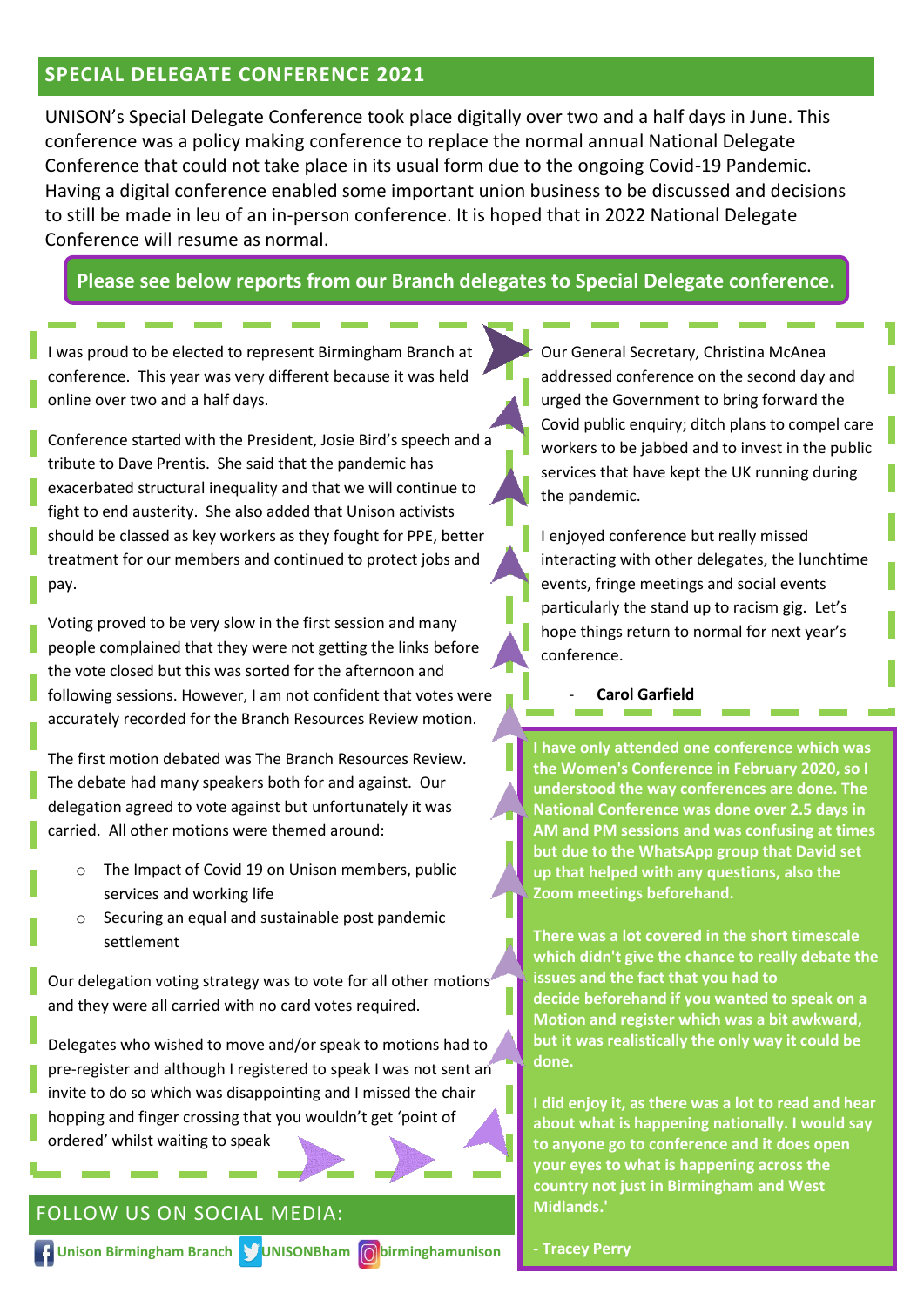## SPECIAL DELEGATE CONFERENCE 2021

UNISON's Special Delegate Conference took place digitally over two and a half days in June. This conference was a policy making conference to replace the normal annual National Delegate Conference that could not take place in its usual form due to the ongoing Covid-19 Pandemic. Having a digital conference enabled some important union business to be discussed and decisions to still be made in leu of an in-person conference. It is hoped that in 2022 National Delegate Conference will resume as normal.

**Please see below reports from our Branch delegates to Special Delegate conference.**

I was proud to be elected to represent Birmingham Branch at conference. This year was very different because it was held online over two and a half days.

Conference started with the President, Josie Bird's speech and a tribute to Dave Prentis. She said that the pandemic has exacerbated structural inequality and that we will continue to fight to end austerity. She also added that Unison activists should be classed as key workers as they fought for PPE, better treatment for our members and continued to protect jobs and pay.

Voting proved to be very slow in the first session and many people complained that they were not getting the links before the vote closed but this was sorted for the afternoon and following sessions. However, I am not confident that votes were accurately recorded for the Branch Resources Review motion.

The first motion debated was The Branch Resources Review. The debate had many speakers both for and against. Our delegation agreed to vote against but unfortunately it was carried. All other motions were themed around:

- The Impact of Covid 19 on Unison members, public services and working life
- Securing an equal and sustainable post pandemic settlement

Our delegation voting strategy was to vote for all other motions and they were all carried with no card votes required.

Delegates who wished to move and/or speak to motions had to pre-register and although I registered to speak I was not sent an invite to do so which was disappointing and I missed the chair hopping and finger crossing that you wouldn't get 'point of ordered' whilst waiting to speak

Our General Secretary, Christina McAnea addressed conference on the second day and urged the Government to bring forward the Covid public enquiry; ditch plans to compel care workers to be jabbed and to invest in the public services that have kept the UK running during the pandemic.

I enjoyed conference but really missed interacting with other delegates, the lunchtime events, fringe meetings and social events particularly the stand up to racism gig. Let's hope things return to normal for next year's conference.

- **Carol Garfield**

**I have only attended one conference which was the Women's Conference in February 2020, so I understood the way conferences are done. The National Conference was done over 2.5 days in AM and PM sessions and was confusing at times but due to the WhatsApp group that David set up that helped with any questions, also the Zoom meetings beforehand.**

**There was a lot covered in the short timescale which didn't give the chance to really debate the issues and the fact that you had to decide beforehand if you wanted to speak on a Motion and register which was a bit awkward, but it was realistically the only way it could be done.**

**I did enjoy it, as there was a lot to read and hear about what is happening nationally. I would say to anyone go to conference and it does open your eyes to what is happening across the country not just in Birmingham and West Midlands.'**

**- Tracey Perry**

FOLLOW US ON SOCIAL MEDIA:

**Unison Birmingham Branch** **UNISONBham** **birminghamunison**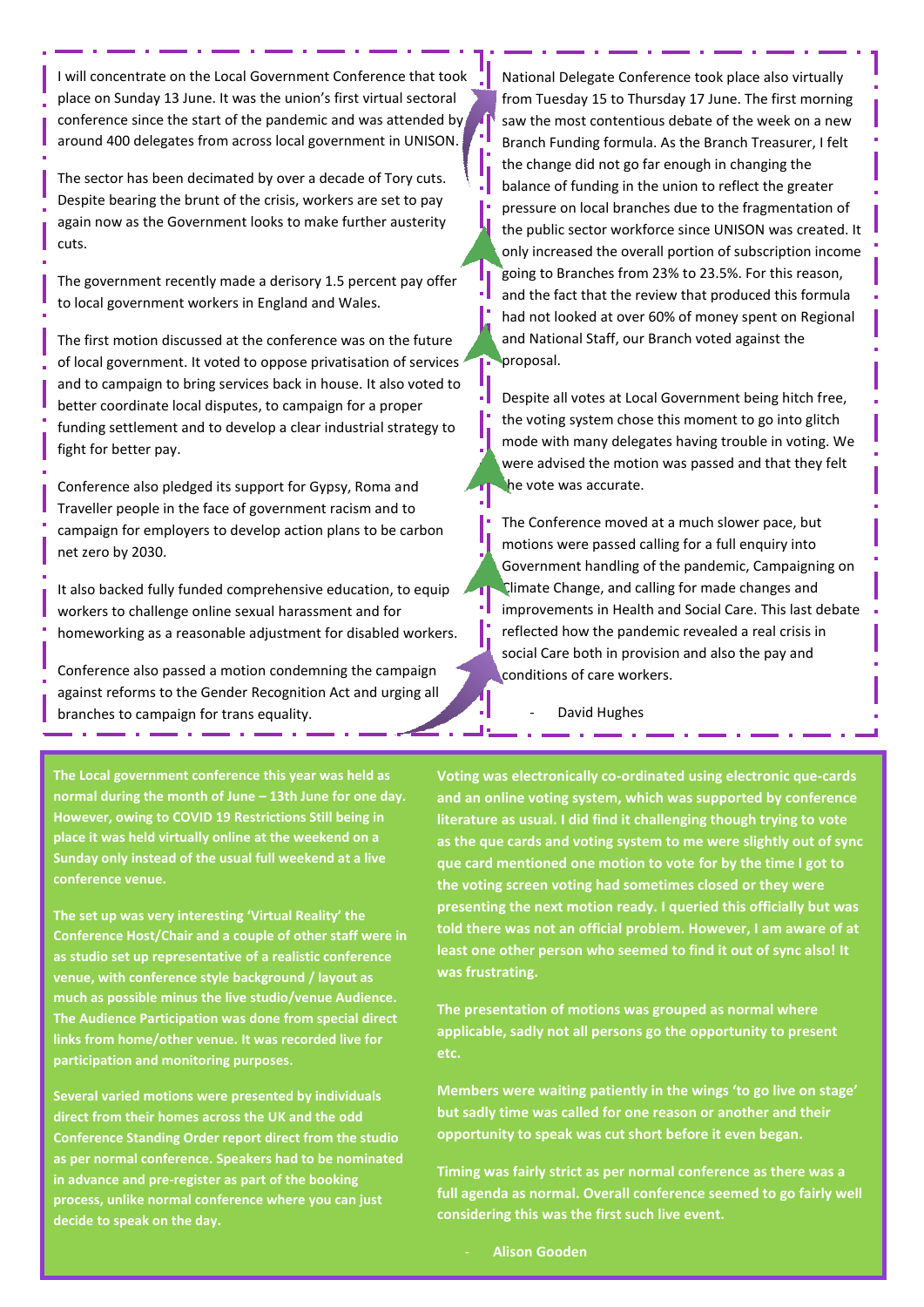I will concentrate on the Local Government Conference that took place on Sunday 13 June. It was the union's first virtual sectoral conference since the start of the pandemic and was attended by around 400 delegates from across local government in UNISON.

The sector has been decimated by over a decade of Tory cuts. Despite bearing the brunt of the crisis, workers are set to pay again now as the Government looks to make further austerity cuts.

The government recently made a derisory 1.5 percent pay offer to local government workers in England and Wales.

The first motion discussed at the conference was on the future of local government. It voted to oppose privatisation of services and to campaign to bring services back in house. It also voted to better coordinate local disputes, to campaign for a proper funding settlement and to develop a clear industrial strategy to fight for better pay.

Conference also pledged its support for Gypsy, Roma and Traveller people in the face of government racism and to campaign for employers to develop action plans to be carbon net zero by 2030.

It also backed fully funded comprehensive education, to equip workers to challenge online sexual harassment and for homeworking as a reasonable adjustment for disabled workers.

Conference also passed a motion condemning the campaign against reforms to the Gender Recognition Act and urging all branches to campaign for trans equality.

National Delegate Conference took place also virtually from Tuesday 15 to Thursday 17 June. The first morning saw the most contentious debate of the week on a new Branch Funding formula. As the Branch Treasurer, I felt the change did not go far enough in changing the balance of funding in the union to reflect the greater pressure on local branches due to the fragmentation of the public sector workforce since UNISON was created. It only increased the overall portion of subscription income going to Branches from 23% to 23.5%. For this reason, and the fact that the review that produced this formula had not looked at over 60% of money spent on Regional and National Staff, our Branch voted against the proposal.

Despite all votes at Local Government being hitch free, the voting system chose this moment to go into glitch mode with many delegates having trouble in voting. We were advised the motion was passed and that they felt the vote was accurate.

The Conference moved at a much slower pace, but motions were passed calling for a full enquiry into Government handling of the pandemic, Campaigning on Climate Change, and calling for made changes and improvements in Health and Social Care. This last debate reflected how the pandemic revealed a real crisis in social Care both in provision and also the pay and conditions of care workers.

- David Hughes

**The Local government conference this year was held as normal during the month of June – 13th June for one day. However, owing to COVID 19 Restrictions Still being in place it was held virtually online at the weekend on a Sunday only instead of the usual full weekend at a live conference venue.**

**The set up was very interesting 'Virtual Reality' the Conference Host/Chair and a couple of other staff were in as studio set up representative of a realistic conference venue, with conference style background / layout as much as possible minus the live studio/venue Audience. The Audience Participation was done from special direct links from home/other venue. It was recorded live for participation and monitoring purposes.**

**Several varied motions were presented by individuals direct from their homes across the UK and the odd Conference Standing Order report direct from the studio as per normal conference. Speakers had to be nominated in advance and pre-register as part of the booking process, unlike normal conference where you can just decide to speak on the day.**

**Voting was electronically co-ordinated using electronic que-cards and an online voting system, which was supported by conference literature as usual. I did find it challenging though trying to vote as the que cards and voting system to me were slightly out of sync que card mentioned one motion to vote for by the time I got to the voting screen voting had sometimes closed or they were presenting the next motion ready. I queried this officially but was told there was not an official problem. However, I am aware of at least one other person who seemed to find it out of sync also! It was frustrating.**

**The presentation of motions was grouped as normal where applicable, sadly not all persons go the opportunity to present etc.**

**Members were waiting patiently in the wings 'to go live on stage' but sadly time was called for one reason or another and their opportunity to speak was cut short before it even began.**

**Timing was fairly strict as per normal conference as there was a full agenda as normal. Overall conference seemed to go fairly well considering this was the first such live event.**

- **Alison Gooden**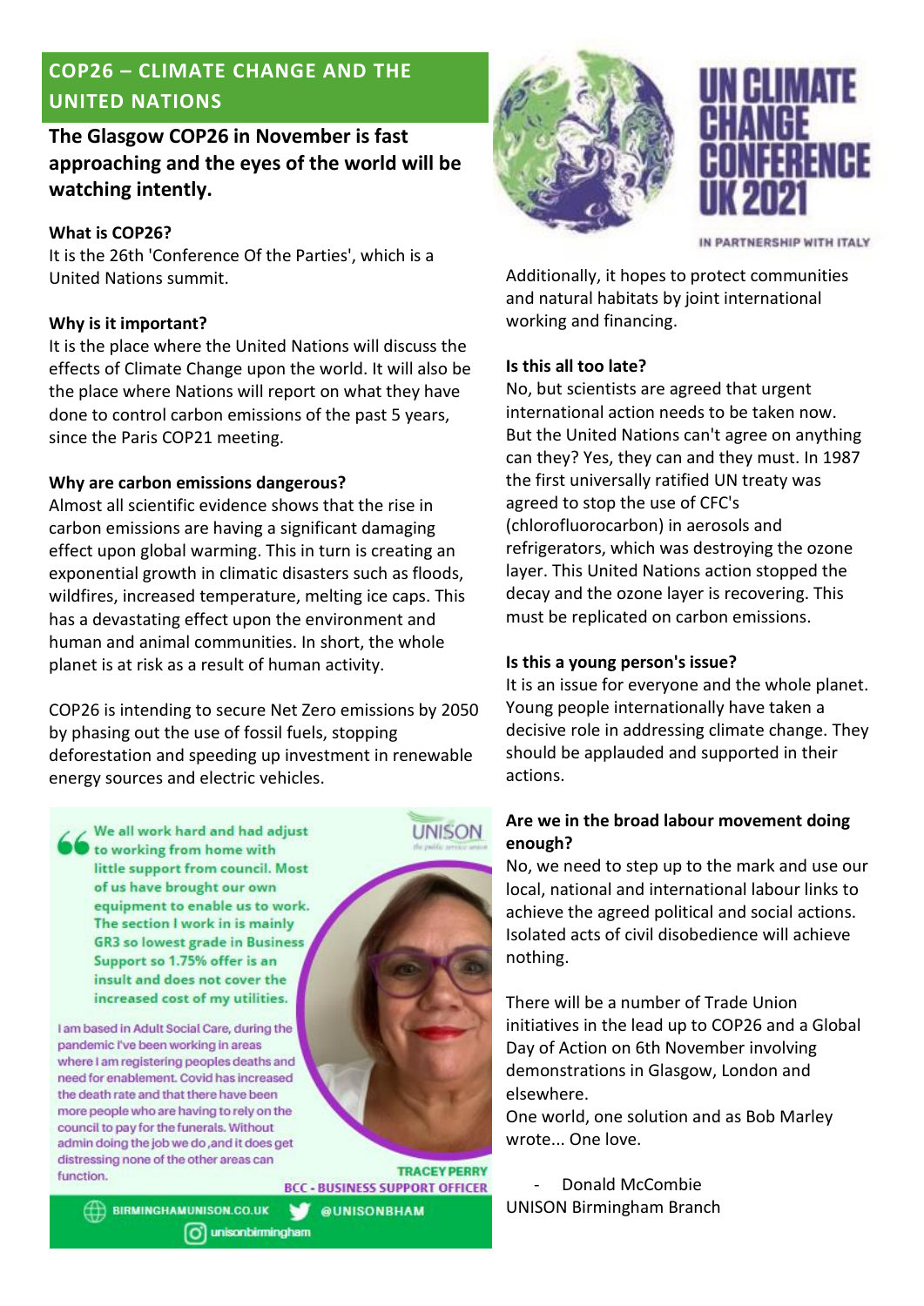## COP26 – CLIMATE CHANGE AND THE UNITED NATIONS

**The Glasgow COP26 in November is fast approaching and the eyes of the world will be watching intently.**

**What is COP26?**
It is the 26th 'Conference Of the Parties', which is a United Nations summit.

**Why is it important?**
It is the place where the United Nations will discuss the effects of Climate Change upon the world. It will also be the place where Nations will report on what they have done to control carbon emissions of the past 5 years, since the Paris COP21 meeting.

**Why are carbon emissions dangerous?**
Almost all scientific evidence shows that the rise in carbon emissions are having a significant damaging effect upon global warming. This in turn is creating an exponential growth in climatic disasters such as floods, wildfires, increased temperature, melting ice caps. This has a devastating effect upon the environment and human and animal communities. In short, the whole planet is at risk as a result of human activity.

COP26 is intending to secure Net Zero emissions by 2050 by phasing out the use of fossil fuels, stopping deforestation and speeding up investment in renewable energy sources and electric vehicles.

UN CLIMATE CHANGE CONFERENCE UK 2021

IN PARTNERSHIP WITH ITALY

Additionally, it hopes to protect communities and natural habitats by joint international working and financing.

**Is this all too late?**
No, but scientists are agreed that urgent international action needs to be taken now. But the United Nations can't agree on anything can they? Yes, they can and they must. In 1987 the first universally ratified UN treaty was agreed to stop the use of CFC's (chlorofluorocarbon) in aerosols and refrigerators, which was destroying the ozone layer. This United Nations action stopped the decay and the ozone layer is recovering. This must be replicated on carbon emissions.

**Is this a young person's issue?**
It is an issue for everyone and the whole planet. Young people internationally have taken a decisive role in addressing climate change. They should be applauded and supported in their actions.

**Are we in the broad labour movement doing enough?**
No, we need to step up to the mark and use our local, national and international labour links to achieve the agreed political and social actions. Isolated acts of civil disobedience will achieve nothing.

There will be a number of Trade Union initiatives in the lead up to COP26 and a Global Day of Action on 6th November involving demonstrations in Glasgow, London and elsewhere.
One world, one solution and as Bob Marley wrote... One love.

- Donald McCombie

UNISON Birmingham Branch

---

UNISON the public service union

**"We all work hard and had adjust to working from home with little support from council. Most of us have brought our own equipment to enable us to work. The section I work in is mainly GR3 so lowest grade in Business Support so 1.75% offer is an insult and does not cover the increased cost of my utilities.**

I am based in Adult Social Care, during the pandemic I've been working in areas where I am registering peoples deaths and need for enablement. Covid has increased the death rate and that there have been more people who are having to rely on the council to pay for the funerals. Without admin doing the job we do, and it does get distressing none of the other areas can function.

**TRACEY PERRY**
**BCC - BUSINESS SUPPORT OFFICER**

BIRMINGHAMUNISON.CO.UK @UNISONBHAM unisonbirmingham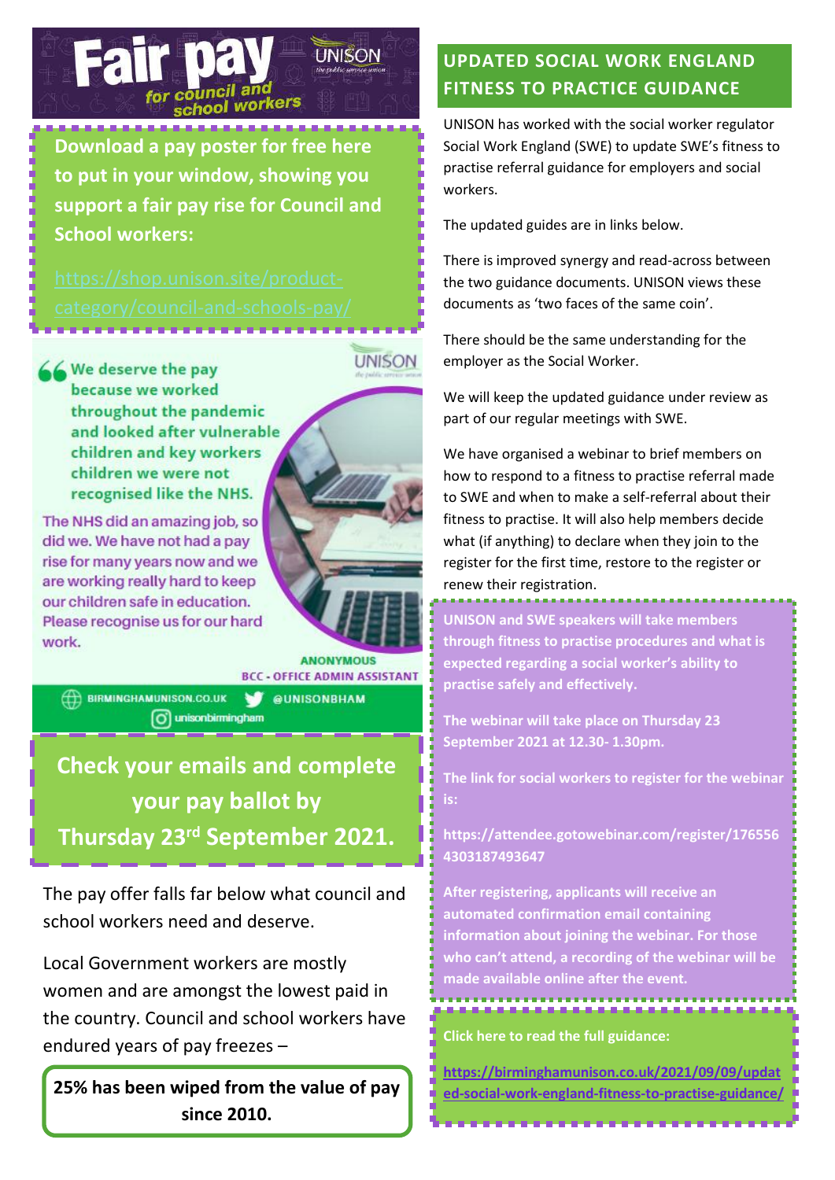# Fair pay for council and school workers

UNISON

**Download a pay poster for free here to put in your window, showing you support a fair pay rise for Council and School workers:**

https://shop.unison.site/product-category/council-and-schools-pay/

UNISON

“We deserve the pay because we worked throughout the pandemic and looked after vulnerable children and key workers children we were not recognised like the NHS.

The NHS did an amazing job, so did we. We have not had a pay rise for many years now and we are working really hard to keep our children safe in education. Please recognise us for our hard work.

ANONYMOUS
BCC - OFFICE ADMIN ASSISTANT

BIRMINGHAMUNISON.CO.UK @UNISONBHAM unisonbirmingham

**Check your emails and complete your pay ballot by Thursday 23rd September 2021.**

The pay offer falls far below what council and school workers need and deserve.

Local Government workers are mostly women and are amongst the lowest paid in the country. Council and school workers have endured years of pay freezes –

**25% has been wiped from the value of pay since 2010.**

## UPDATED SOCIAL WORK ENGLAND FITNESS TO PRACTICE GUIDANCE

UNISON has worked with the social worker regulator Social Work England (SWE) to update SWE's fitness to practise referral guidance for employers and social workers.

The updated guides are in links below.

There is improved synergy and read-across between the two guidance documents. UNISON views these documents as ‘two faces of the same coin’.

There should be the same understanding for the employer as the Social Worker.

We will keep the updated guidance under review as part of our regular meetings with SWE.

We have organised a webinar to brief members on how to respond to a fitness to practise referral made to SWE and when to make a self-referral about their fitness to practise. It will also help members decide what (if anything) to declare when they join to the register for the first time, restore to the register or renew their registration.

**UNISON and SWE speakers will take members through fitness to practise procedures and what is expected regarding a social worker's ability to practise safely and effectively.**

**The webinar will take place on Thursday 23 September 2021 at 12.30- 1.30pm.**

**The link for social workers to register for the webinar is:**

**https://attendee.gotowebinar.com/register/1765564303187493647**

**After registering, applicants will receive an automated confirmation email containing information about joining the webinar. For those who can't attend, a recording of the webinar will be made available online after the event.**

**Click here to read the full guidance:**

**https://birminghamunison.co.uk/2021/09/09/updated-social-work-england-fitness-to-practise-guidance/**